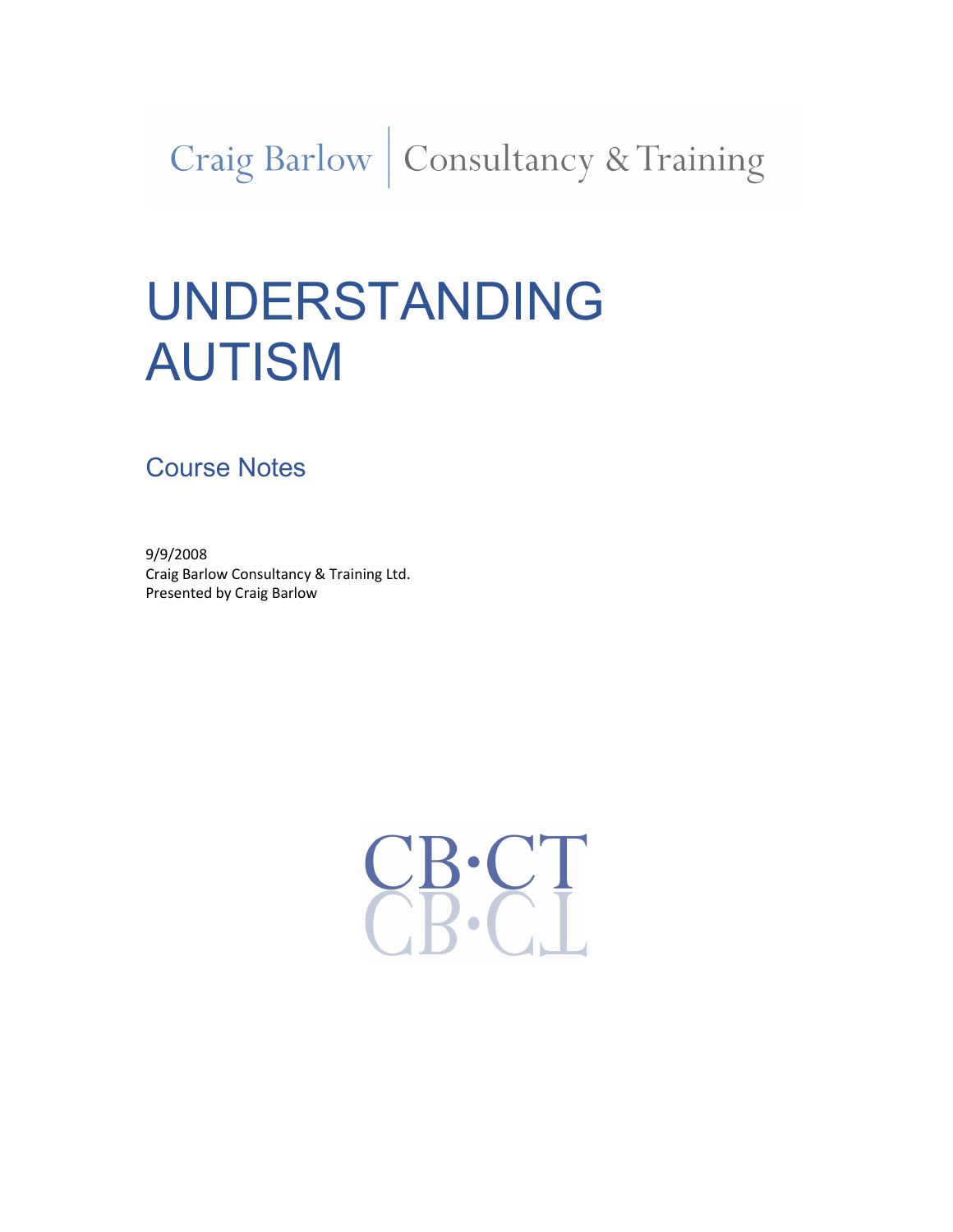Craig Barlow | Consultancy & Training

# UNDERSTANDING AUTISM

## Course Notes

9/9/2008
Craig Barlow Consultancy & Training Ltd.
Presented by Craig Barlow

CB·CT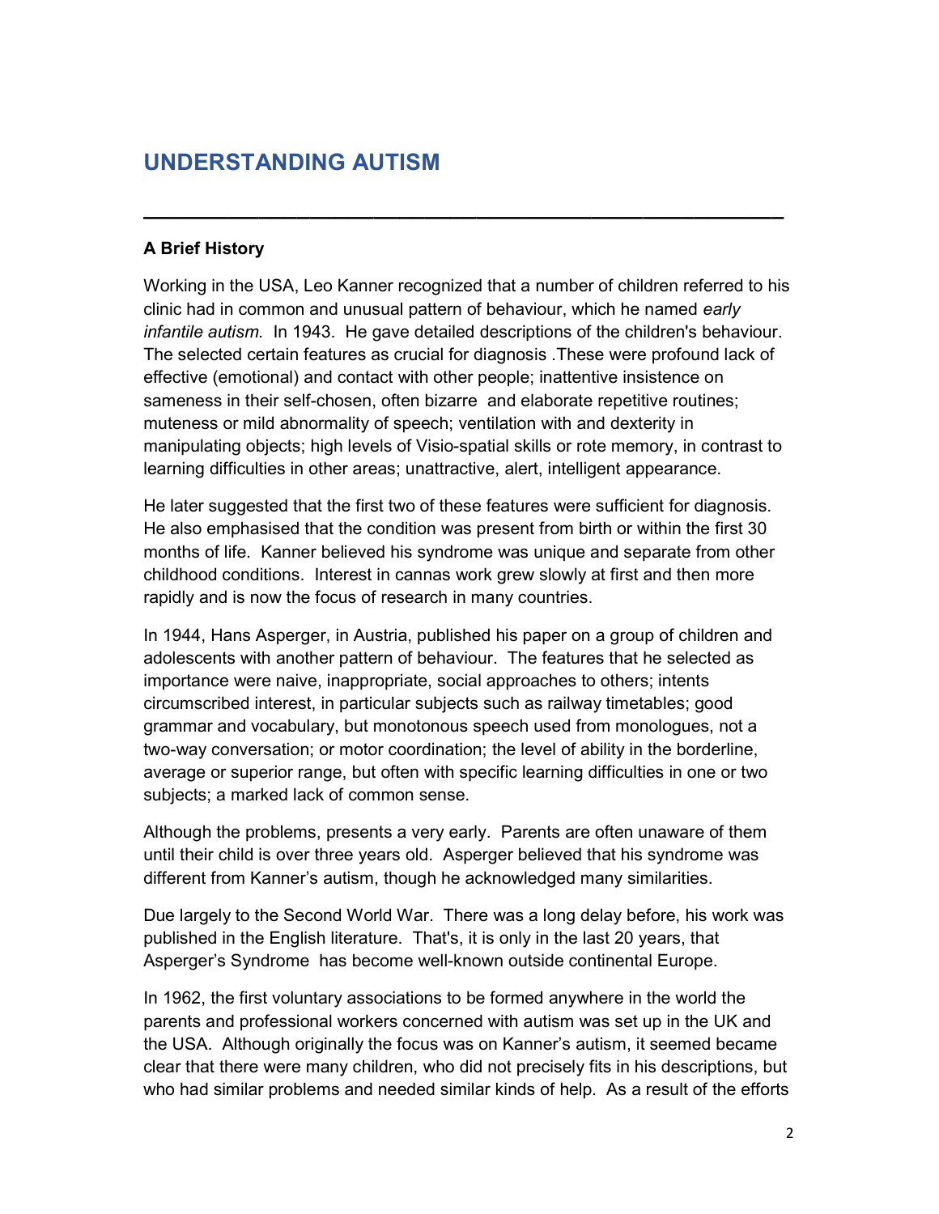# UNDERSTANDING AUTISM

---

**A Brief History**

Working in the USA, Leo Kanner recognized that a number of children referred to his clinic had in common and unusual pattern of behaviour, which he named *early infantile autism.* In 1943. He gave detailed descriptions of the children's behaviour. The selected certain features as crucial for diagnosis .These were profound lack of effective (emotional) and contact with other people; inattentive insistence on sameness in their self-chosen, often bizarre and elaborate repetitive routines; muteness or mild abnormality of speech; ventilation with and dexterity in manipulating objects; high levels of Visio-spatial skills or rote memory, in contrast to learning difficulties in other areas; unattractive, alert, intelligent appearance.

He later suggested that the first two of these features were sufficient for diagnosis. He also emphasised that the condition was present from birth or within the first 30 months of life. Kanner believed his syndrome was unique and separate from other childhood conditions. Interest in cannas work grew slowly at first and then more rapidly and is now the focus of research in many countries.

In 1944, Hans Asperger, in Austria, published his paper on a group of children and adolescents with another pattern of behaviour. The features that he selected as importance were naive, inappropriate, social approaches to others; intents circumscribed interest, in particular subjects such as railway timetables; good grammar and vocabulary, but monotonous speech used from monologues, not a two-way conversation; or motor coordination; the level of ability in the borderline, average or superior range, but often with specific learning difficulties in one or two subjects; a marked lack of common sense.

Although the problems, presents a very early. Parents are often unaware of them until their child is over three years old. Asperger believed that his syndrome was different from Kanner's autism, though he acknowledged many similarities.

Due largely to the Second World War. There was a long delay before, his work was published in the English literature. That's, it is only in the last 20 years, that Asperger's Syndrome has become well-known outside continental Europe.

In 1962, the first voluntary associations to be formed anywhere in the world the parents and professional workers concerned with autism was set up in the UK and the USA. Although originally the focus was on Kanner's autism, it seemed became clear that there were many children, who did not precisely fits in his descriptions, but who had similar problems and needed similar kinds of help. As a result of the efforts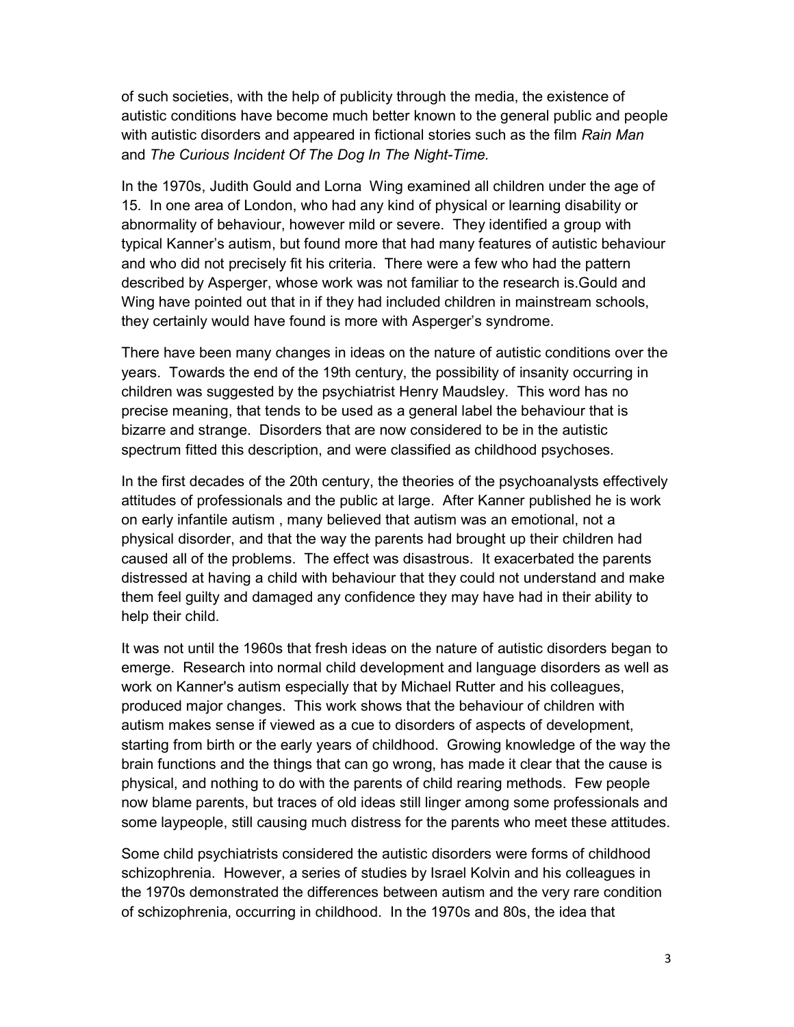of such societies, with the help of publicity through the media, the existence of autistic conditions have become much better known to the general public and people with autistic disorders and appeared in fictional stories such as the film *Rain Man* and *The Curious Incident Of The Dog In The Night-Time.*

In the 1970s, Judith Gould and Lorna Wing examined all children under the age of 15. In one area of London, who had any kind of physical or learning disability or abnormality of behaviour, however mild or severe. They identified a group with typical Kanner's autism, but found more that had many features of autistic behaviour and who did not precisely fit his criteria. There were a few who had the pattern described by Asperger, whose work was not familiar to the research is.Gould and Wing have pointed out that in if they had included children in mainstream schools, they certainly would have found is more with Asperger's syndrome.

There have been many changes in ideas on the nature of autistic conditions over the years. Towards the end of the 19th century, the possibility of insanity occurring in children was suggested by the psychiatrist Henry Maudsley. This word has no precise meaning, that tends to be used as a general label the behaviour that is bizarre and strange. Disorders that are now considered to be in the autistic spectrum fitted this description, and were classified as childhood psychoses.

In the first decades of the 20th century, the theories of the psychoanalysts effectively attitudes of professionals and the public at large. After Kanner published he is work on early infantile autism , many believed that autism was an emotional, not a physical disorder, and that the way the parents had brought up their children had caused all of the problems. The effect was disastrous. It exacerbated the parents distressed at having a child with behaviour that they could not understand and make them feel guilty and damaged any confidence they may have had in their ability to help their child.

It was not until the 1960s that fresh ideas on the nature of autistic disorders began to emerge. Research into normal child development and language disorders as well as work on Kanner's autism especially that by Michael Rutter and his colleagues, produced major changes. This work shows that the behaviour of children with autism makes sense if viewed as a cue to disorders of aspects of development, starting from birth or the early years of childhood. Growing knowledge of the way the brain functions and the things that can go wrong, has made it clear that the cause is physical, and nothing to do with the parents of child rearing methods. Few people now blame parents, but traces of old ideas still linger among some professionals and some laypeople, still causing much distress for the parents who meet these attitudes.

Some child psychiatrists considered the autistic disorders were forms of childhood schizophrenia. However, a series of studies by Israel Kolvin and his colleagues in the 1970s demonstrated the differences between autism and the very rare condition of schizophrenia, occurring in childhood. In the 1970s and 80s, the idea that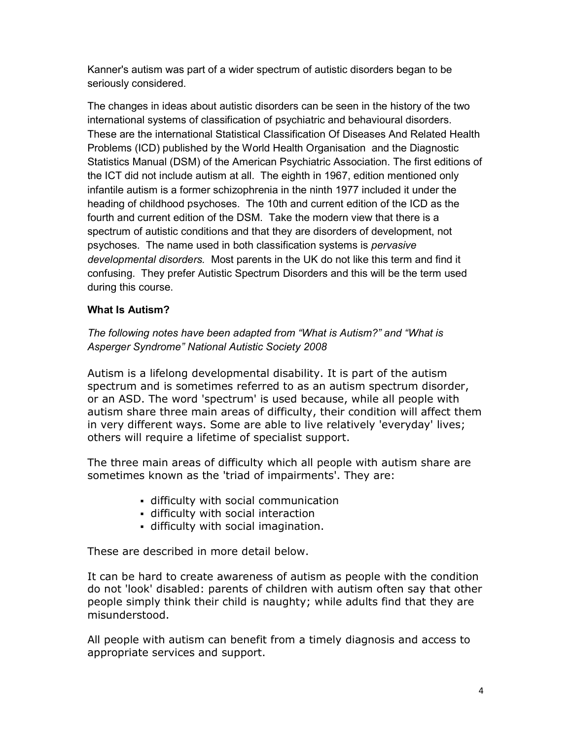Kanner's autism was part of a wider spectrum of autistic disorders began to be seriously considered.

The changes in ideas about autistic disorders can be seen in the history of the two international systems of classification of psychiatric and behavioural disorders. These are the international Statistical Classification Of Diseases And Related Health Problems (ICD) published by the World Health Organisation and the Diagnostic Statistics Manual (DSM) of the American Psychiatric Association. The first editions of the ICT did not include autism at all. The eighth in 1967, edition mentioned only infantile autism is a former schizophrenia in the ninth 1977 included it under the heading of childhood psychoses. The 10th and current edition of the ICD as the fourth and current edition of the DSM. Take the modern view that there is a spectrum of autistic conditions and that they are disorders of development, not psychoses. The name used in both classification systems is *pervasive developmental disorders.* Most parents in the UK do not like this term and find it confusing. They prefer Autistic Spectrum Disorders and this will be the term used during this course.

### What Is Autism?

*The following notes have been adapted from "What is Autism?" and "What is Asperger Syndrome" National Autistic Society 2008*

Autism is a lifelong developmental disability. It is part of the autism spectrum and is sometimes referred to as an autism spectrum disorder, or an ASD. The word 'spectrum' is used because, while all people with autism share three main areas of difficulty, their condition will affect them in very different ways. Some are able to live relatively 'everyday' lives; others will require a lifetime of specialist support.

The three main areas of difficulty which all people with autism share are sometimes known as the 'triad of impairments'. They are:

- difficulty with social communication
- difficulty with social interaction
- difficulty with social imagination.

These are described in more detail below.

It can be hard to create awareness of autism as people with the condition do not 'look' disabled: parents of children with autism often say that other people simply think their child is naughty; while adults find that they are misunderstood.

All people with autism can benefit from a timely diagnosis and access to appropriate services and support.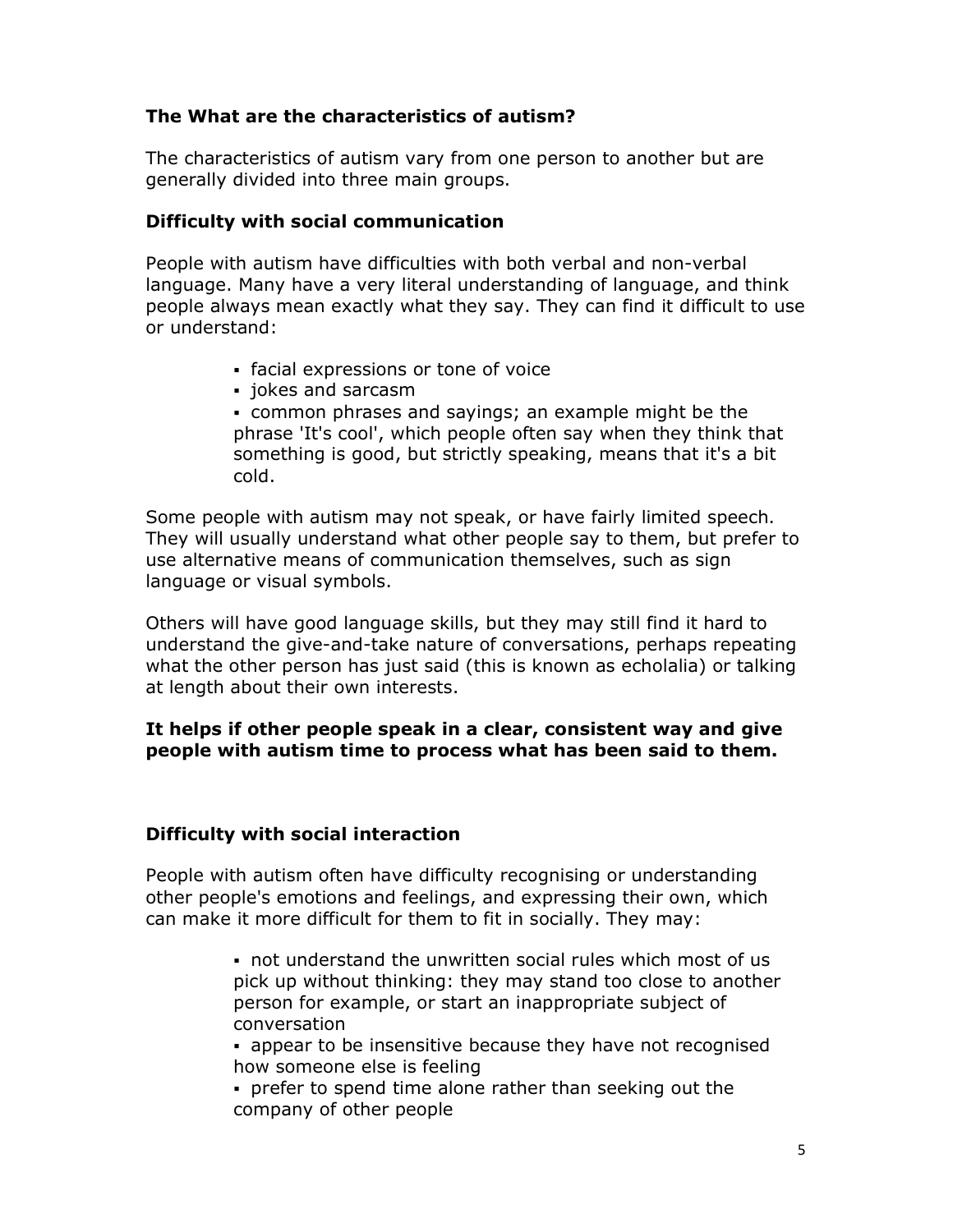## The What are the characteristics of autism?

The characteristics of autism vary from one person to another but are generally divided into three main groups.

### Difficulty with social communication

People with autism have difficulties with both verbal and non-verbal language. Many have a very literal understanding of language, and think people always mean exactly what they say. They can find it difficult to use or understand:

- facial expressions or tone of voice
- jokes and sarcasm
- common phrases and sayings; an example might be the phrase 'It's cool', which people often say when they think that something is good, but strictly speaking, means that it's a bit cold.

Some people with autism may not speak, or have fairly limited speech. They will usually understand what other people say to them, but prefer to use alternative means of communication themselves, such as sign language or visual symbols.

Others will have good language skills, but they may still find it hard to understand the give-and-take nature of conversations, perhaps repeating what the other person has just said (this is known as echolalia) or talking at length about their own interests.

**It helps if other people speak in a clear, consistent way and give people with autism time to process what has been said to them.**

### Difficulty with social interaction

People with autism often have difficulty recognising or understanding other people's emotions and feelings, and expressing their own, which can make it more difficult for them to fit in socially. They may:

- not understand the unwritten social rules which most of us pick up without thinking: they may stand too close to another person for example, or start an inappropriate subject of conversation
- appear to be insensitive because they have not recognised how someone else is feeling
- prefer to spend time alone rather than seeking out the company of other people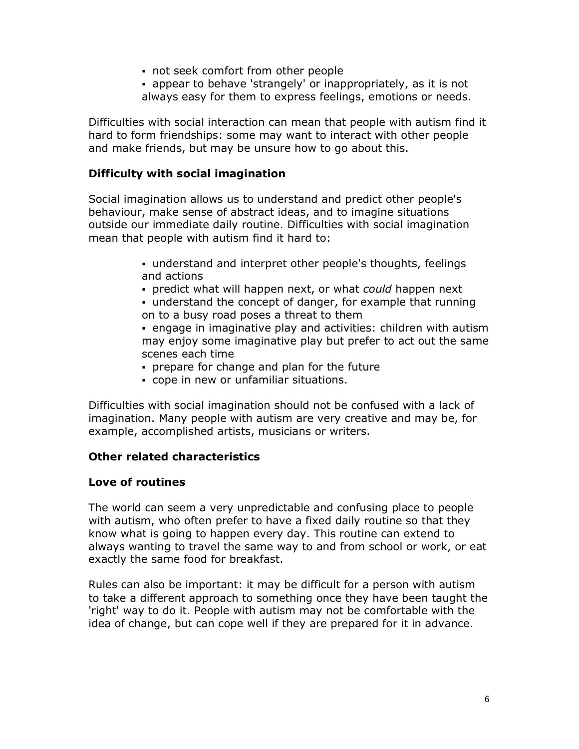- not seek comfort from other people
- appear to behave 'strangely' or inappropriately, as it is not always easy for them to express feelings, emotions or needs.

Difficulties with social interaction can mean that people with autism find it hard to form friendships: some may want to interact with other people and make friends, but may be unsure how to go about this.

### Difficulty with social imagination

Social imagination allows us to understand and predict other people's behaviour, make sense of abstract ideas, and to imagine situations outside our immediate daily routine. Difficulties with social imagination mean that people with autism find it hard to:

- understand and interpret other people's thoughts, feelings and actions
- predict what will happen next, or what *could* happen next
- understand the concept of danger, for example that running on to a busy road poses a threat to them
- engage in imaginative play and activities: children with autism may enjoy some imaginative play but prefer to act out the same scenes each time
- prepare for change and plan for the future
- cope in new or unfamiliar situations.

Difficulties with social imagination should not be confused with a lack of imagination. Many people with autism are very creative and may be, for example, accomplished artists, musicians or writers.

### Other related characteristics

### Love of routines

The world can seem a very unpredictable and confusing place to people with autism, who often prefer to have a fixed daily routine so that they know what is going to happen every day. This routine can extend to always wanting to travel the same way to and from school or work, or eat exactly the same food for breakfast.

Rules can also be important: it may be difficult for a person with autism to take a different approach to something once they have been taught the 'right' way to do it. People with autism may not be comfortable with the idea of change, but can cope well if they are prepared for it in advance.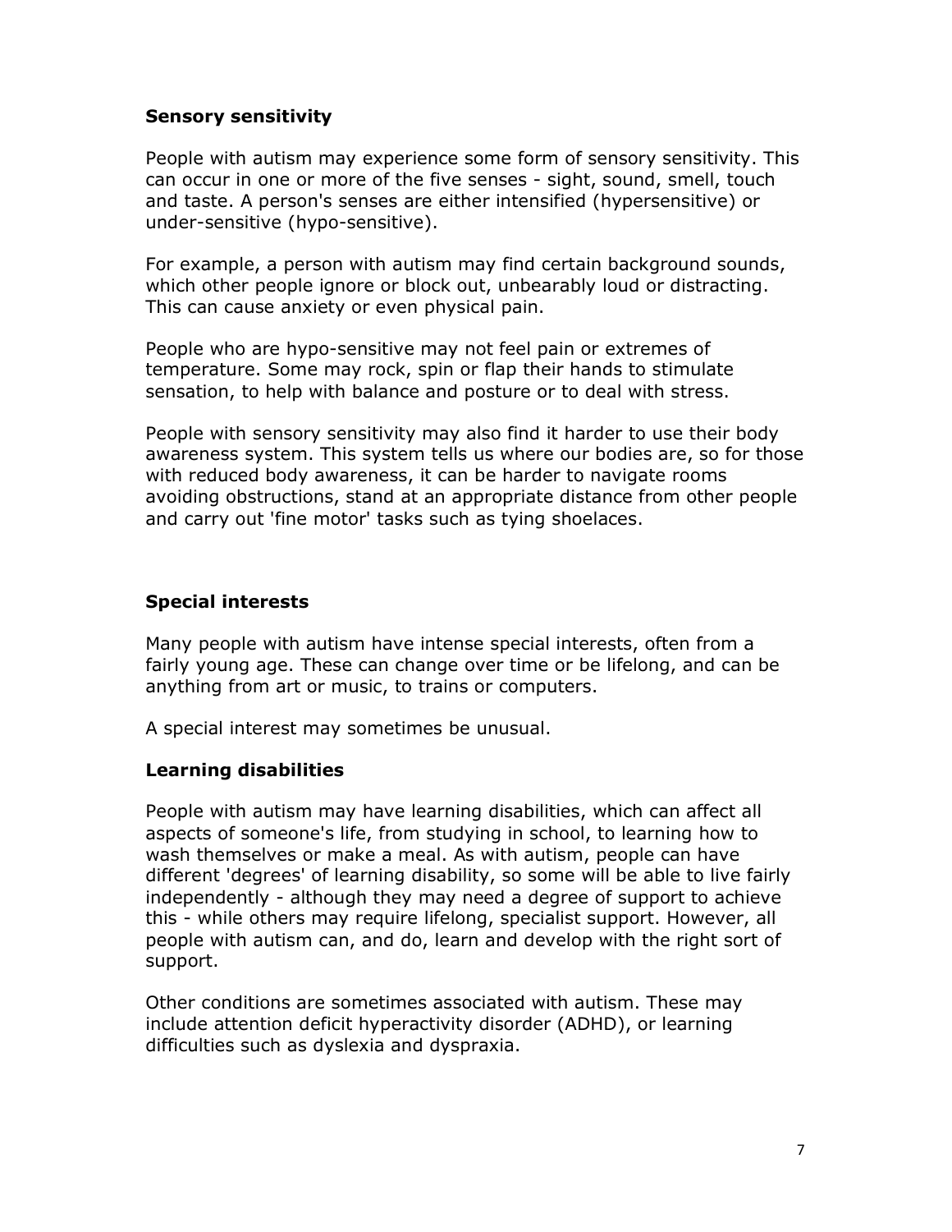## Sensory sensitivity

People with autism may experience some form of sensory sensitivity. This can occur in one or more of the five senses - sight, sound, smell, touch and taste. A person's senses are either intensified (hypersensitive) or under-sensitive (hypo-sensitive).

For example, a person with autism may find certain background sounds, which other people ignore or block out, unbearably loud or distracting. This can cause anxiety or even physical pain.

People who are hypo-sensitive may not feel pain or extremes of temperature. Some may rock, spin or flap their hands to stimulate sensation, to help with balance and posture or to deal with stress.

People with sensory sensitivity may also find it harder to use their body awareness system. This system tells us where our bodies are, so for those with reduced body awareness, it can be harder to navigate rooms avoiding obstructions, stand at an appropriate distance from other people and carry out 'fine motor' tasks such as tying shoelaces.

## Special interests

Many people with autism have intense special interests, often from a fairly young age. These can change over time or be lifelong, and can be anything from art or music, to trains or computers.

A special interest may sometimes be unusual.

## Learning disabilities

People with autism may have learning disabilities, which can affect all aspects of someone's life, from studying in school, to learning how to wash themselves or make a meal. As with autism, people can have different 'degrees' of learning disability, so some will be able to live fairly independently - although they may need a degree of support to achieve this - while others may require lifelong, specialist support. However, all people with autism can, and do, learn and develop with the right sort of support.

Other conditions are sometimes associated with autism. These may include attention deficit hyperactivity disorder (ADHD), or learning difficulties such as dyslexia and dyspraxia.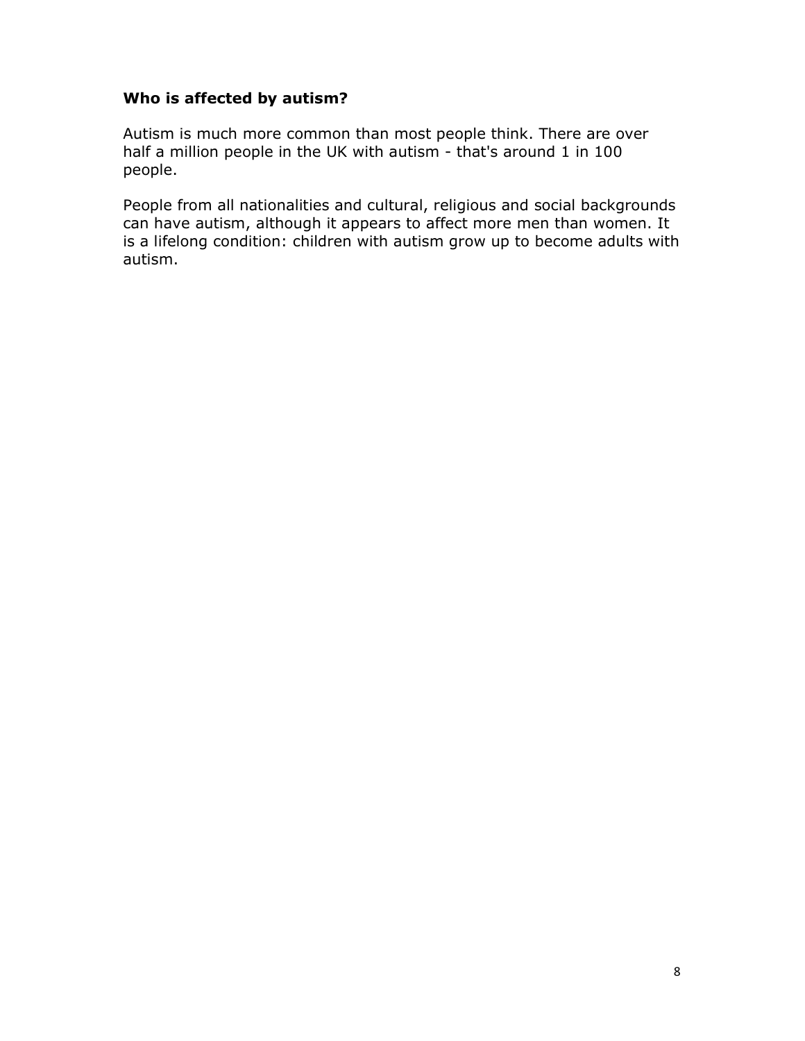### Who is affected by autism?

Autism is much more common than most people think. There are over half a million people in the UK with autism - that's around 1 in 100 people.

People from all nationalities and cultural, religious and social backgrounds can have autism, although it appears to affect more men than women. It is a lifelong condition: children with autism grow up to become adults with autism.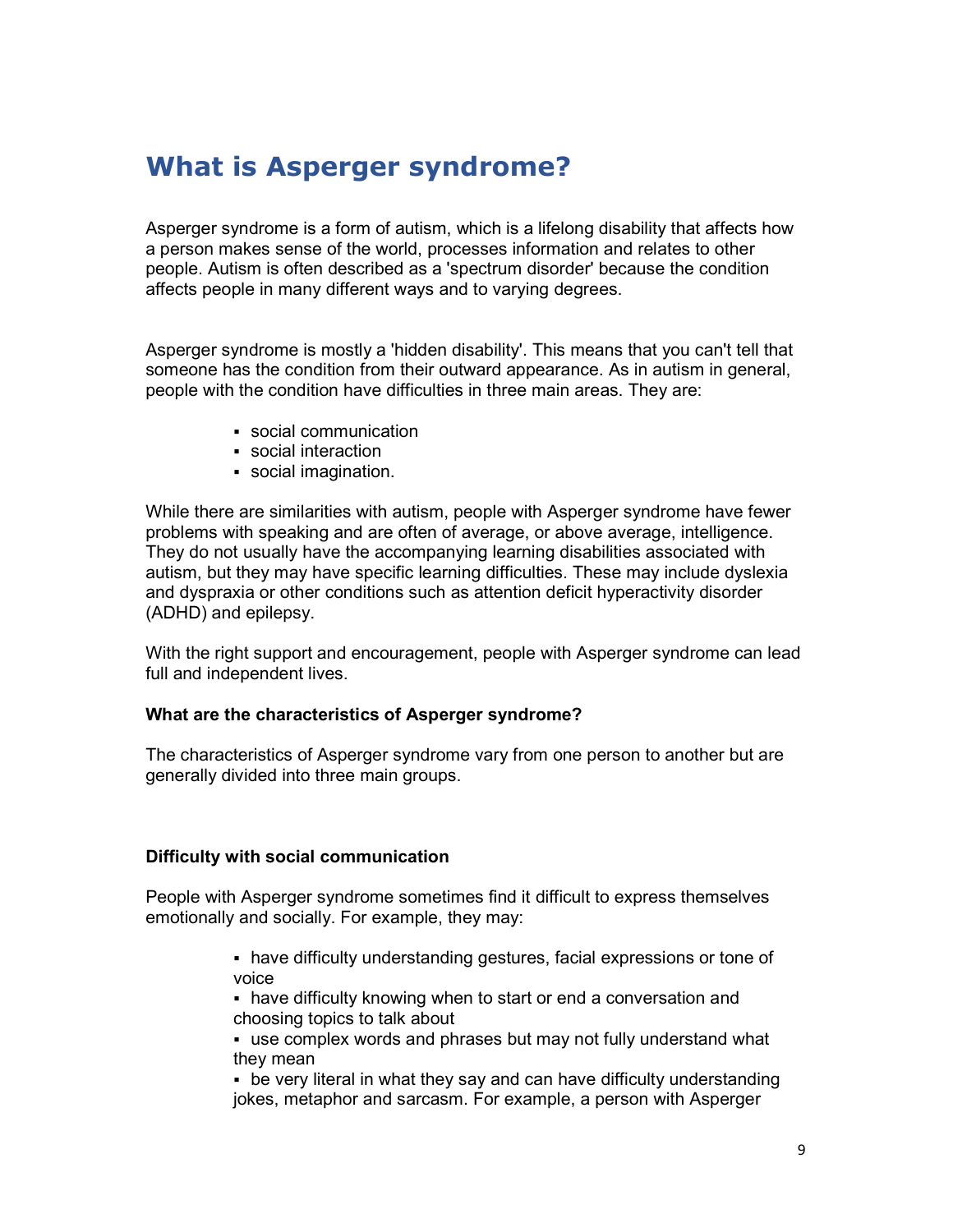# What is Asperger syndrome?

Asperger syndrome is a form of autism, which is a lifelong disability that affects how a person makes sense of the world, processes information and relates to other people. Autism is often described as a 'spectrum disorder' because the condition affects people in many different ways and to varying degrees.

Asperger syndrome is mostly a 'hidden disability'. This means that you can't tell that someone has the condition from their outward appearance. As in autism in general, people with the condition have difficulties in three main areas. They are:

- social communication
- social interaction
- social imagination.

While there are similarities with autism, people with Asperger syndrome have fewer problems with speaking and are often of average, or above average, intelligence. They do not usually have the accompanying learning disabilities associated with autism, but they may have specific learning difficulties. These may include dyslexia and dyspraxia or other conditions such as attention deficit hyperactivity disorder (ADHD) and epilepsy.

With the right support and encouragement, people with Asperger syndrome can lead full and independent lives.

**What are the characteristics of Asperger syndrome?**

The characteristics of Asperger syndrome vary from one person to another but are generally divided into three main groups.

**Difficulty with social communication**

People with Asperger syndrome sometimes find it difficult to express themselves emotionally and socially. For example, they may:

- have difficulty understanding gestures, facial expressions or tone of voice
- have difficulty knowing when to start or end a conversation and choosing topics to talk about
- use complex words and phrases but may not fully understand what they mean
- be very literal in what they say and can have difficulty understanding jokes, metaphor and sarcasm. For example, a person with Asperger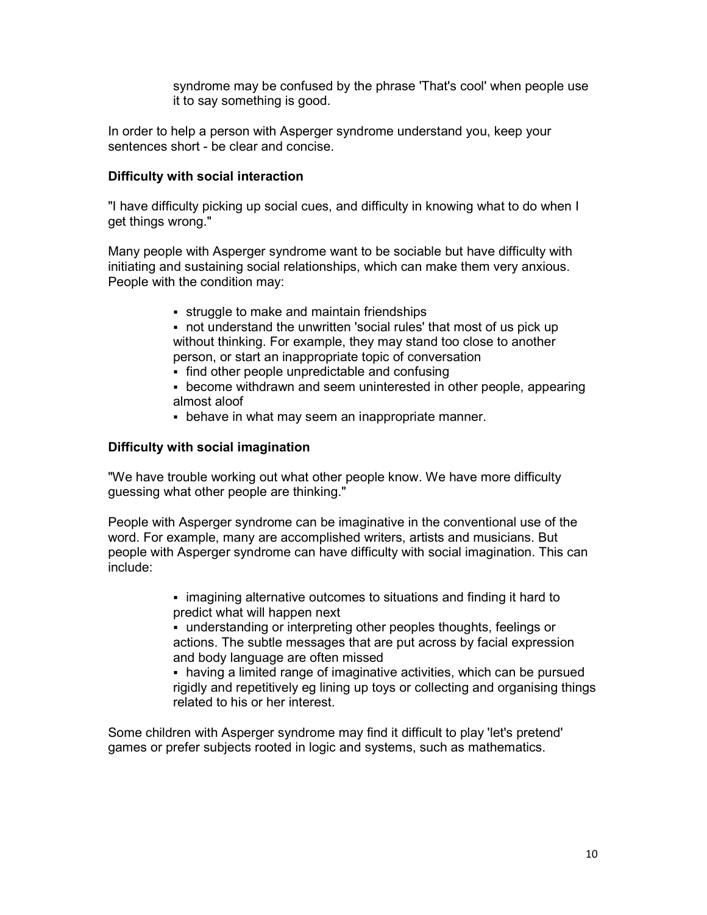syndrome may be confused by the phrase 'That's cool' when people use it to say something is good.

In order to help a person with Asperger syndrome understand you, keep your sentences short - be clear and concise.

**Difficulty with social interaction**

"I have difficulty picking up social cues, and difficulty in knowing what to do when I get things wrong."

Many people with Asperger syndrome want to be sociable but have difficulty with initiating and sustaining social relationships, which can make them very anxious. People with the condition may:

- struggle to make and maintain friendships
- not understand the unwritten 'social rules' that most of us pick up without thinking. For example, they may stand too close to another person, or start an inappropriate topic of conversation
- find other people unpredictable and confusing
- become withdrawn and seem uninterested in other people, appearing almost aloof
- behave in what may seem an inappropriate manner.

**Difficulty with social imagination**

"We have trouble working out what other people know. We have more difficulty guessing what other people are thinking."

People with Asperger syndrome can be imaginative in the conventional use of the word. For example, many are accomplished writers, artists and musicians. But people with Asperger syndrome can have difficulty with social imagination. This can include:

- imagining alternative outcomes to situations and finding it hard to predict what will happen next
- understanding or interpreting other peoples thoughts, feelings or actions. The subtle messages that are put across by facial expression and body language are often missed
- having a limited range of imaginative activities, which can be pursued rigidly and repetitively eg lining up toys or collecting and organising things related to his or her interest.

Some children with Asperger syndrome may find it difficult to play 'let's pretend' games or prefer subjects rooted in logic and systems, such as mathematics.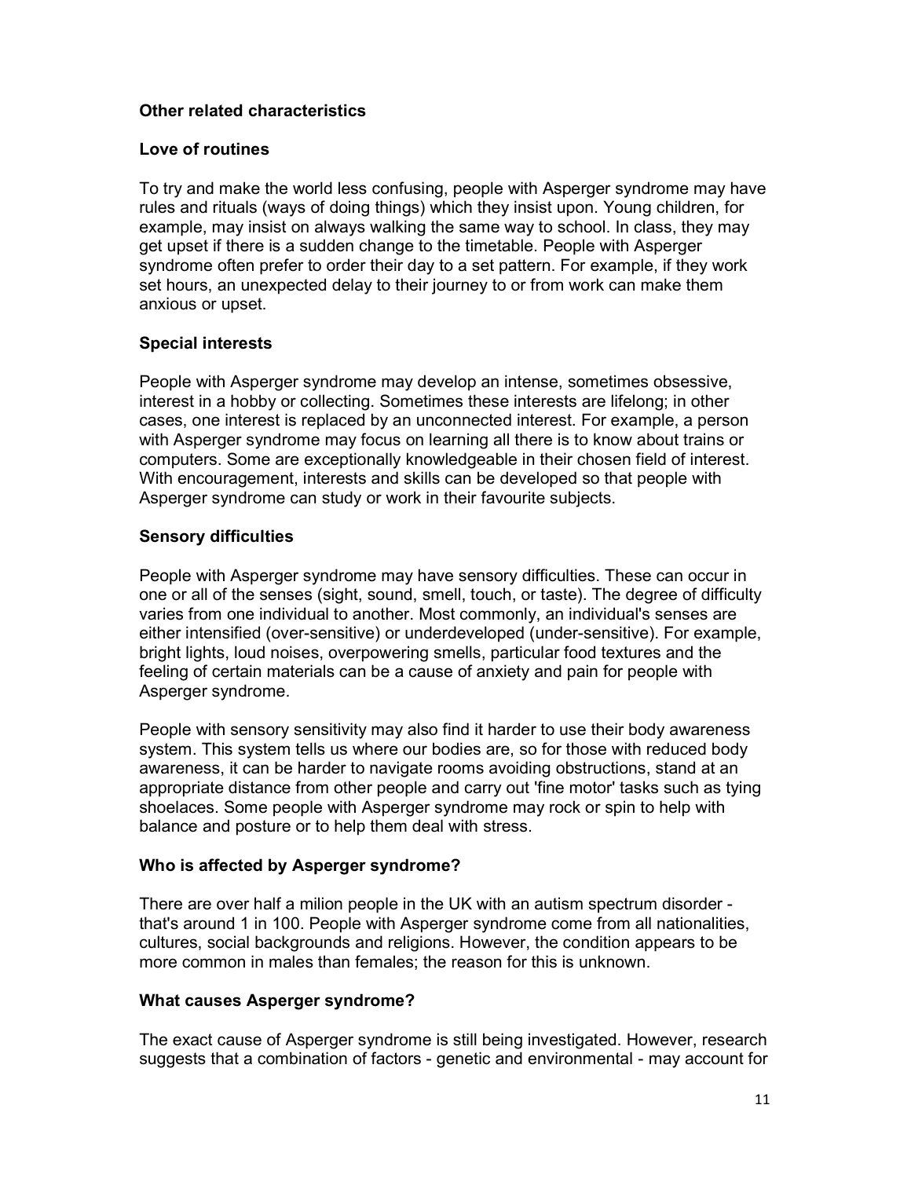## Other related characteristics

### Love of routines

To try and make the world less confusing, people with Asperger syndrome may have rules and rituals (ways of doing things) which they insist upon. Young children, for example, may insist on always walking the same way to school. In class, they may get upset if there is a sudden change to the timetable. People with Asperger syndrome often prefer to order their day to a set pattern. For example, if they work set hours, an unexpected delay to their journey to or from work can make them anxious or upset.

### Special interests

People with Asperger syndrome may develop an intense, sometimes obsessive, interest in a hobby or collecting. Sometimes these interests are lifelong; in other cases, one interest is replaced by an unconnected interest. For example, a person with Asperger syndrome may focus on learning all there is to know about trains or computers. Some are exceptionally knowledgeable in their chosen field of interest. With encouragement, interests and skills can be developed so that people with Asperger syndrome can study or work in their favourite subjects.

### Sensory difficulties

People with Asperger syndrome may have sensory difficulties. These can occur in one or all of the senses (sight, sound, smell, touch, or taste). The degree of difficulty varies from one individual to another. Most commonly, an individual's senses are either intensified (over-sensitive) or underdeveloped (under-sensitive). For example, bright lights, loud noises, overpowering smells, particular food textures and the feeling of certain materials can be a cause of anxiety and pain for people with Asperger syndrome.

People with sensory sensitivity may also find it harder to use their body awareness system. This system tells us where our bodies are, so for those with reduced body awareness, it can be harder to navigate rooms avoiding obstructions, stand at an appropriate distance from other people and carry out 'fine motor' tasks such as tying shoelaces. Some people with Asperger syndrome may rock or spin to help with balance and posture or to help them deal with stress.

## Who is affected by Asperger syndrome?

There are over half a milion people in the UK with an autism spectrum disorder - that's around 1 in 100. People with Asperger syndrome come from all nationalities, cultures, social backgrounds and religions. However, the condition appears to be more common in males than females; the reason for this is unknown.

## What causes Asperger syndrome?

The exact cause of Asperger syndrome is still being investigated. However, research suggests that a combination of factors - genetic and environmental - may account for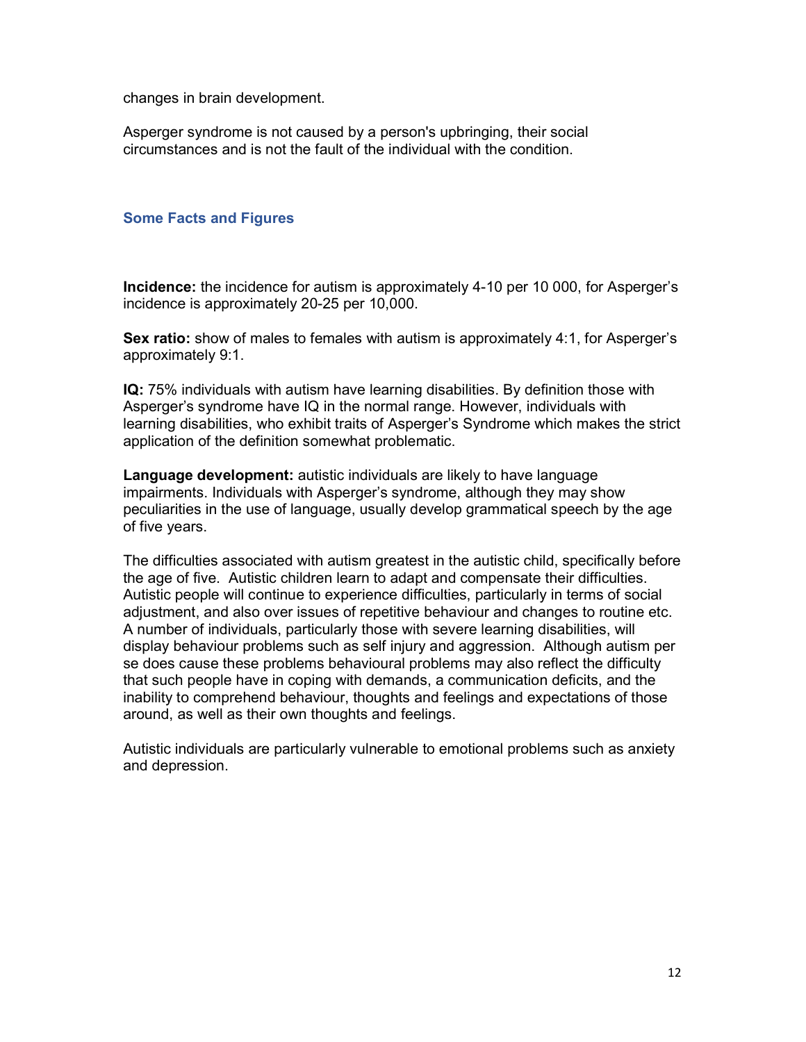changes in brain development.

Asperger syndrome is not caused by a person's upbringing, their social circumstances and is not the fault of the individual with the condition.

### Some Facts and Figures

**Incidence:** the incidence for autism is approximately 4-10 per 10 000, for Asperger's incidence is approximately 20-25 per 10,000.

**Sex ratio:** show of males to females with autism is approximately 4:1, for Asperger's approximately 9:1.

**IQ:** 75% individuals with autism have learning disabilities. By definition those with Asperger's syndrome have IQ in the normal range. However, individuals with learning disabilities, who exhibit traits of Asperger's Syndrome which makes the strict application of the definition somewhat problematic.

**Language development:** autistic individuals are likely to have language impairments. Individuals with Asperger's syndrome, although they may show peculiarities in the use of language, usually develop grammatical speech by the age of five years.

The difficulties associated with autism greatest in the autistic child, specifically before the age of five. Autistic children learn to adapt and compensate their difficulties. Autistic people will continue to experience difficulties, particularly in terms of social adjustment, and also over issues of repetitive behaviour and changes to routine etc. A number of individuals, particularly those with severe learning disabilities, will display behaviour problems such as self injury and aggression. Although autism per se does cause these problems behavioural problems may also reflect the difficulty that such people have in coping with demands, a communication deficits, and the inability to comprehend behaviour, thoughts and feelings and expectations of those around, as well as their own thoughts and feelings.

Autistic individuals are particularly vulnerable to emotional problems such as anxiety and depression.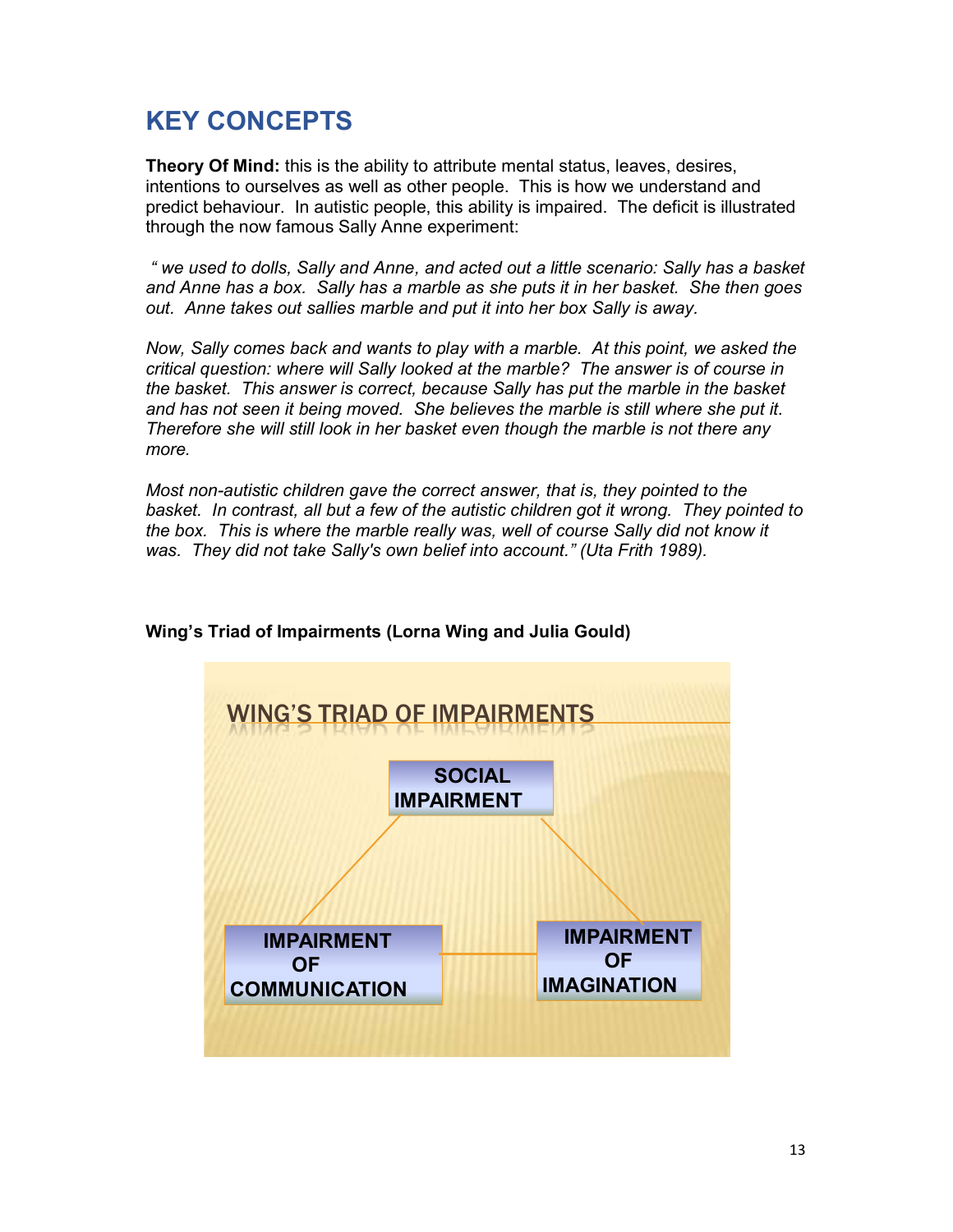## KEY CONCEPTS

**Theory Of Mind:** this is the ability to attribute mental status, leaves, desires, intentions to ourselves as well as other people. This is how we understand and predict behaviour. In autistic people, this ability is impaired. The deficit is illustrated through the now famous Sally Anne experiment:

*" we used to dolls, Sally and Anne, and acted out a little scenario: Sally has a basket and Anne has a box. Sally has a marble as she puts it in her basket. She then goes out. Anne takes out sallies marble and put it into her box Sally is away.*

*Now, Sally comes back and wants to play with a marble. At this point, we asked the critical question: where will Sally looked at the marble? The answer is of course in the basket. This answer is correct, because Sally has put the marble in the basket and has not seen it being moved. She believes the marble is still where she put it. Therefore she will still look in her basket even though the marble is not there any more.*

*Most non-autistic children gave the correct answer, that is, they pointed to the basket. In contrast, all but a few of the autistic children got it wrong. They pointed to the box. This is where the marble really was, well of course Sally did not know it was. They did not take Sally's own belief into account." (Uta Frith 1989).*

**Wing's Triad of Impairments (Lorna Wing and Julia Gould)**

WING'S TRIAD OF IMPAIRMENTS

- SOCIAL IMPAIRMENT
- IMPAIRMENT OF COMMUNICATION
- IMPAIRMENT OF IMAGINATION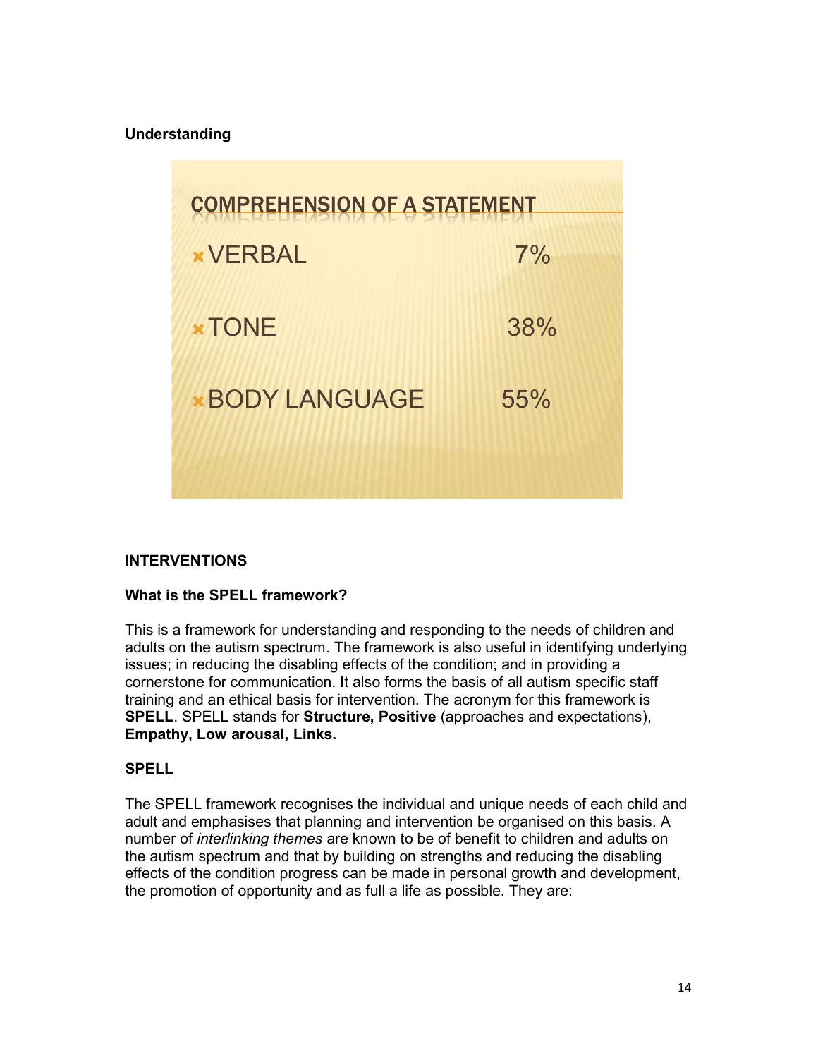**Understanding**

### COMPREHENSION OF A STATEMENT

| | |
|---|---|
| VERBAL | 7% |
| TONE | 38% |
| BODY LANGUAGE | 55% |

## INTERVENTIONS

### What is the SPELL framework?

This is a framework for understanding and responding to the needs of children and adults on the autism spectrum. The framework is also useful in identifying underlying issues; in reducing the disabling effects of the condition; and in providing a cornerstone for communication. It also forms the basis of all autism specific staff training and an ethical basis for intervention. The acronym for this framework is **SPELL**. SPELL stands for **Structure, Positive** (approaches and expectations), **Empathy, Low arousal, Links.**

### SPELL

The SPELL framework recognises the individual and unique needs of each child and adult and emphasises that planning and intervention be organised on this basis. A number of *interlinking themes* are known to be of benefit to children and adults on the autism spectrum and that by building on strengths and reducing the disabling effects of the condition progress can be made in personal growth and development, the promotion of opportunity and as full a life as possible. They are: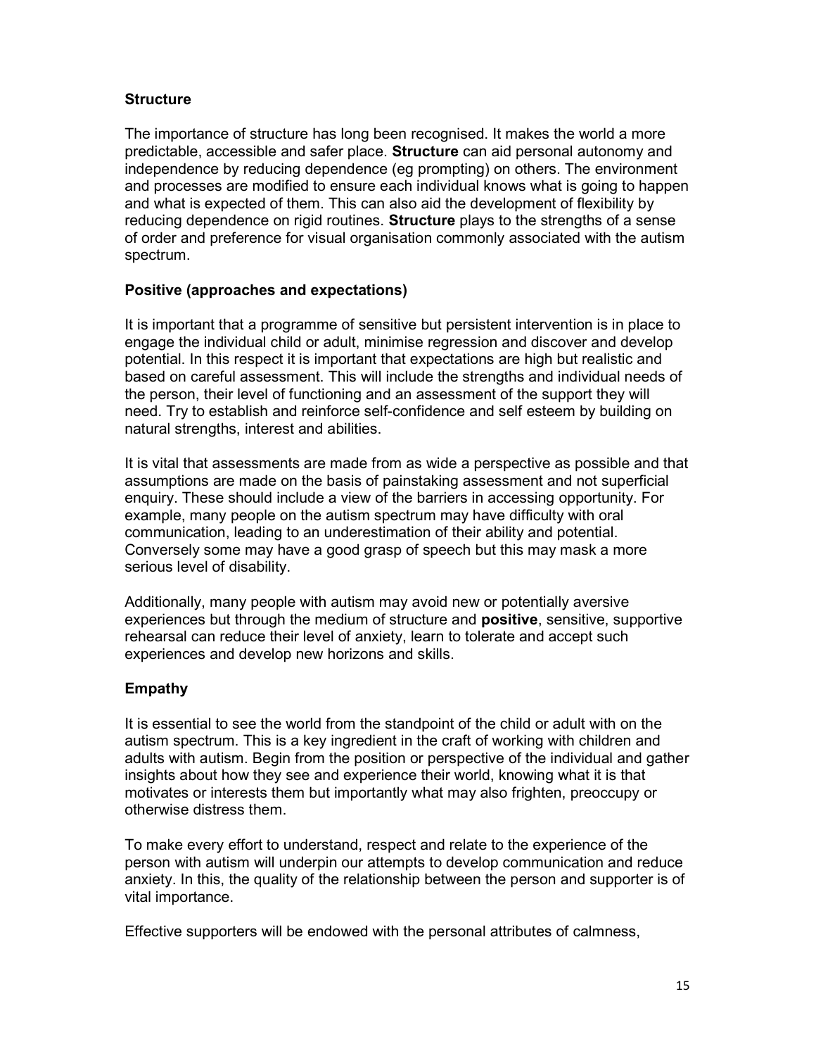**Structure**

The importance of structure has long been recognised. It makes the world a more predictable, accessible and safer place. **Structure** can aid personal autonomy and independence by reducing dependence (eg prompting) on others. The environment and processes are modified to ensure each individual knows what is going to happen and what is expected of them. This can also aid the development of flexibility by reducing dependence on rigid routines. **Structure** plays to the strengths of a sense of order and preference for visual organisation commonly associated with the autism spectrum.

**Positive (approaches and expectations)**

It is important that a programme of sensitive but persistent intervention is in place to engage the individual child or adult, minimise regression and discover and develop potential. In this respect it is important that expectations are high but realistic and based on careful assessment. This will include the strengths and individual needs of the person, their level of functioning and an assessment of the support they will need. Try to establish and reinforce self-confidence and self esteem by building on natural strengths, interest and abilities.

It is vital that assessments are made from as wide a perspective as possible and that assumptions are made on the basis of painstaking assessment and not superficial enquiry. These should include a view of the barriers in accessing opportunity. For example, many people on the autism spectrum may have difficulty with oral communication, leading to an underestimation of their ability and potential. Conversely some may have a good grasp of speech but this may mask a more serious level of disability.

Additionally, many people with autism may avoid new or potentially aversive experiences but through the medium of structure and **positive**, sensitive, supportive rehearsal can reduce their level of anxiety, learn to tolerate and accept such experiences and develop new horizons and skills.

**Empathy**

It is essential to see the world from the standpoint of the child or adult with on the autism spectrum. This is a key ingredient in the craft of working with children and adults with autism. Begin from the position or perspective of the individual and gather insights about how they see and experience their world, knowing what it is that motivates or interests them but importantly what may also frighten, preoccupy or otherwise distress them.

To make every effort to understand, respect and relate to the experience of the person with autism will underpin our attempts to develop communication and reduce anxiety. In this, the quality of the relationship between the person and supporter is of vital importance.

Effective supporters will be endowed with the personal attributes of calmness,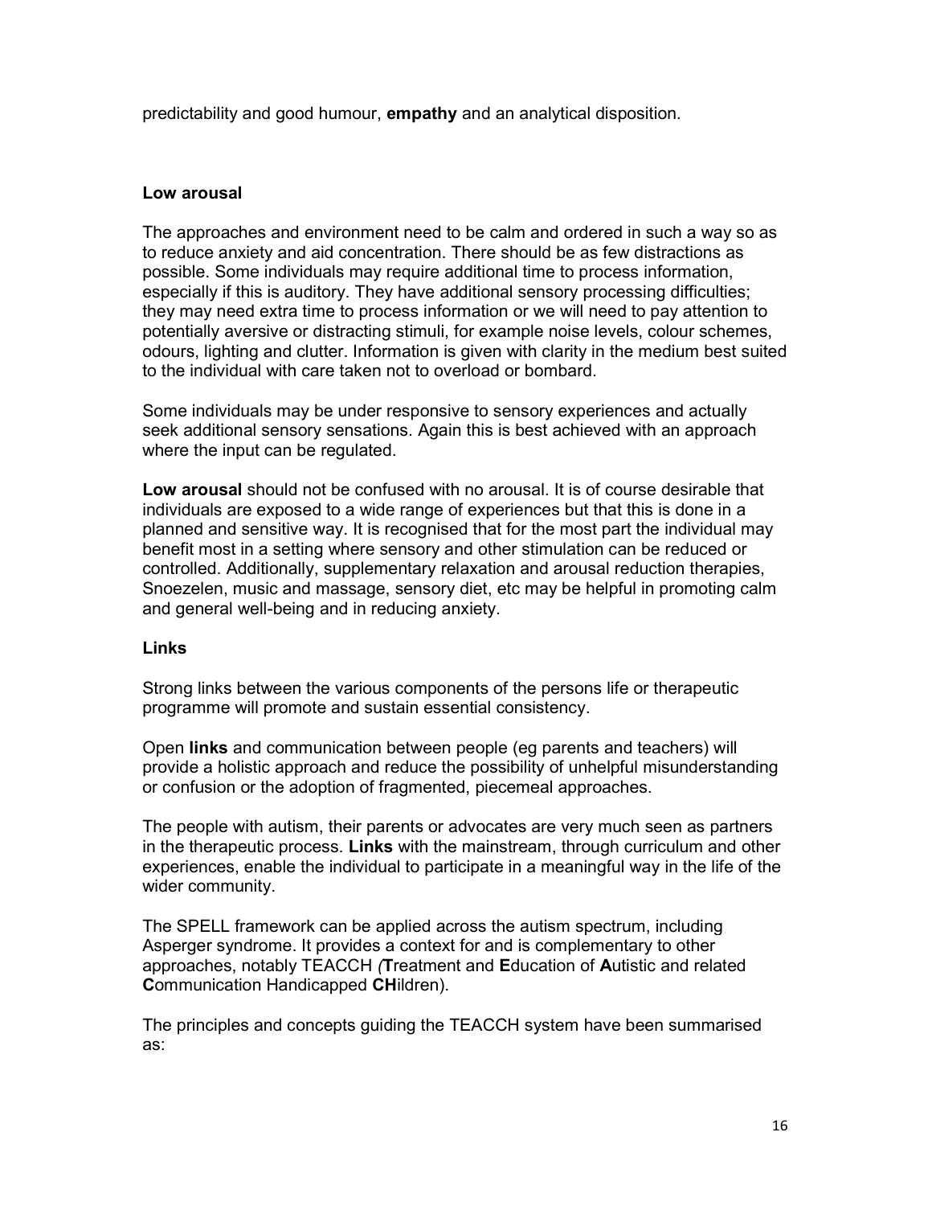predictability and good humour, **empathy** and an analytical disposition.

**Low arousal**

The approaches and environment need to be calm and ordered in such a way so as to reduce anxiety and aid concentration. There should be as few distractions as possible. Some individuals may require additional time to process information, especially if this is auditory. They have additional sensory processing difficulties; they may need extra time to process information or we will need to pay attention to potentially aversive or distracting stimuli, for example noise levels, colour schemes, odours, lighting and clutter. Information is given with clarity in the medium best suited to the individual with care taken not to overload or bombard.

Some individuals may be under responsive to sensory experiences and actually seek additional sensory sensations. Again this is best achieved with an approach where the input can be regulated.

**Low arousal** should not be confused with no arousal. It is of course desirable that individuals are exposed to a wide range of experiences but that this is done in a planned and sensitive way. It is recognised that for the most part the individual may benefit most in a setting where sensory and other stimulation can be reduced or controlled. Additionally, supplementary relaxation and arousal reduction therapies, Snoezelen, music and massage, sensory diet, etc may be helpful in promoting calm and general well-being and in reducing anxiety.

**Links**

Strong links between the various components of the persons life or therapeutic programme will promote and sustain essential consistency.

Open **links** and communication between people (eg parents and teachers) will provide a holistic approach and reduce the possibility of unhelpful misunderstanding or confusion or the adoption of fragmented, piecemeal approaches.

The people with autism, their parents or advocates are very much seen as partners in the therapeutic process. **Links** with the mainstream, through curriculum and other experiences, enable the individual to participate in a meaningful way in the life of the wider community.

The SPELL framework can be applied across the autism spectrum, including Asperger syndrome. It provides a context for and is complementary to other approaches, notably TEACCH *(***T**reatment and **E**ducation of **A**utistic and related **C**ommunication Handicapped **CH**ildren).

The principles and concepts guiding the TEACCH system have been summarised as: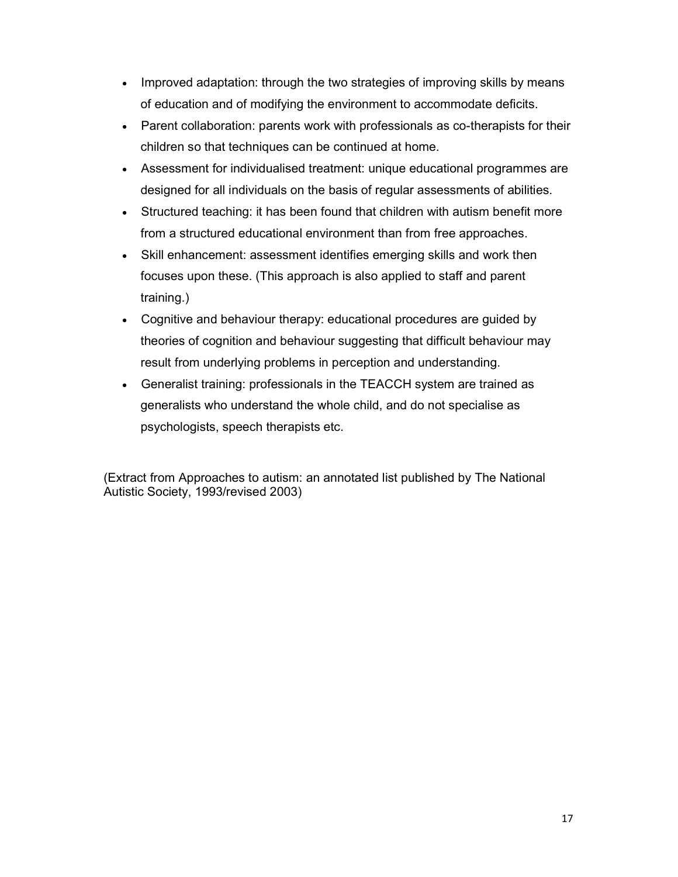- Improved adaptation: through the two strategies of improving skills by means of education and of modifying the environment to accommodate deficits.
- Parent collaboration: parents work with professionals as co-therapists for their children so that techniques can be continued at home.
- Assessment for individualised treatment: unique educational programmes are designed for all individuals on the basis of regular assessments of abilities.
- Structured teaching: it has been found that children with autism benefit more from a structured educational environment than from free approaches.
- Skill enhancement: assessment identifies emerging skills and work then focuses upon these. (This approach is also applied to staff and parent training.)
- Cognitive and behaviour therapy: educational procedures are guided by theories of cognition and behaviour suggesting that difficult behaviour may result from underlying problems in perception and understanding.
- Generalist training: professionals in the TEACCH system are trained as generalists who understand the whole child, and do not specialise as psychologists, speech therapists etc.

(Extract from Approaches to autism: an annotated list published by The National Autistic Society, 1993/revised 2003)